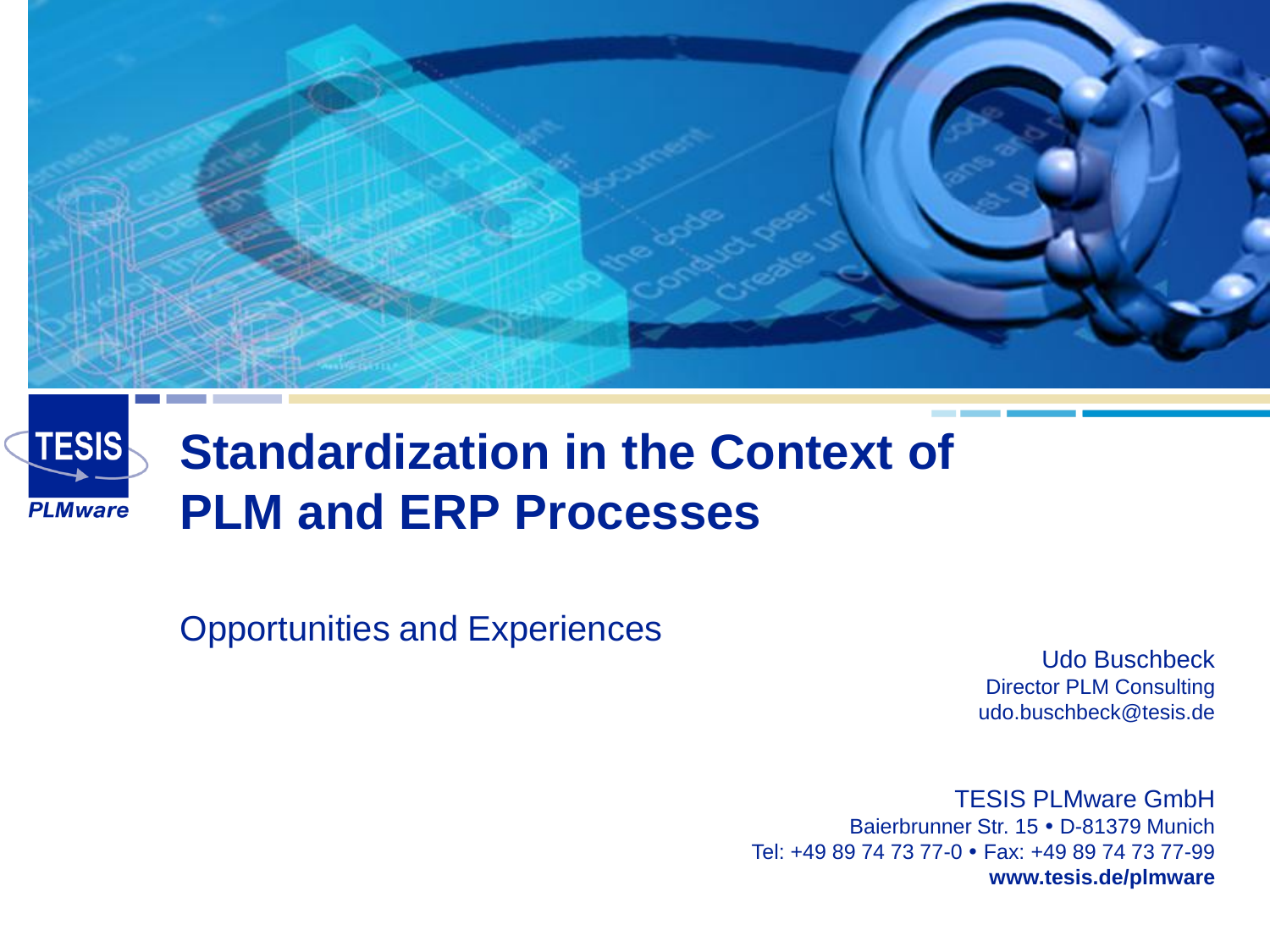TESIS

*PLMware*

# Standardization in the Context of PLM and ERP Processes

Opportunities and Experiences

Udo Buschbeck
Director PLM Consulting
udo.buschbeck@tesis.de

TESIS PLMware GmbH
Baierbrunner Str. 15 • D-81379 Munich
Tel: +49 89 74 73 77-0 • Fax: +49 89 74 73 77-99
**www.tesis.de/plmware**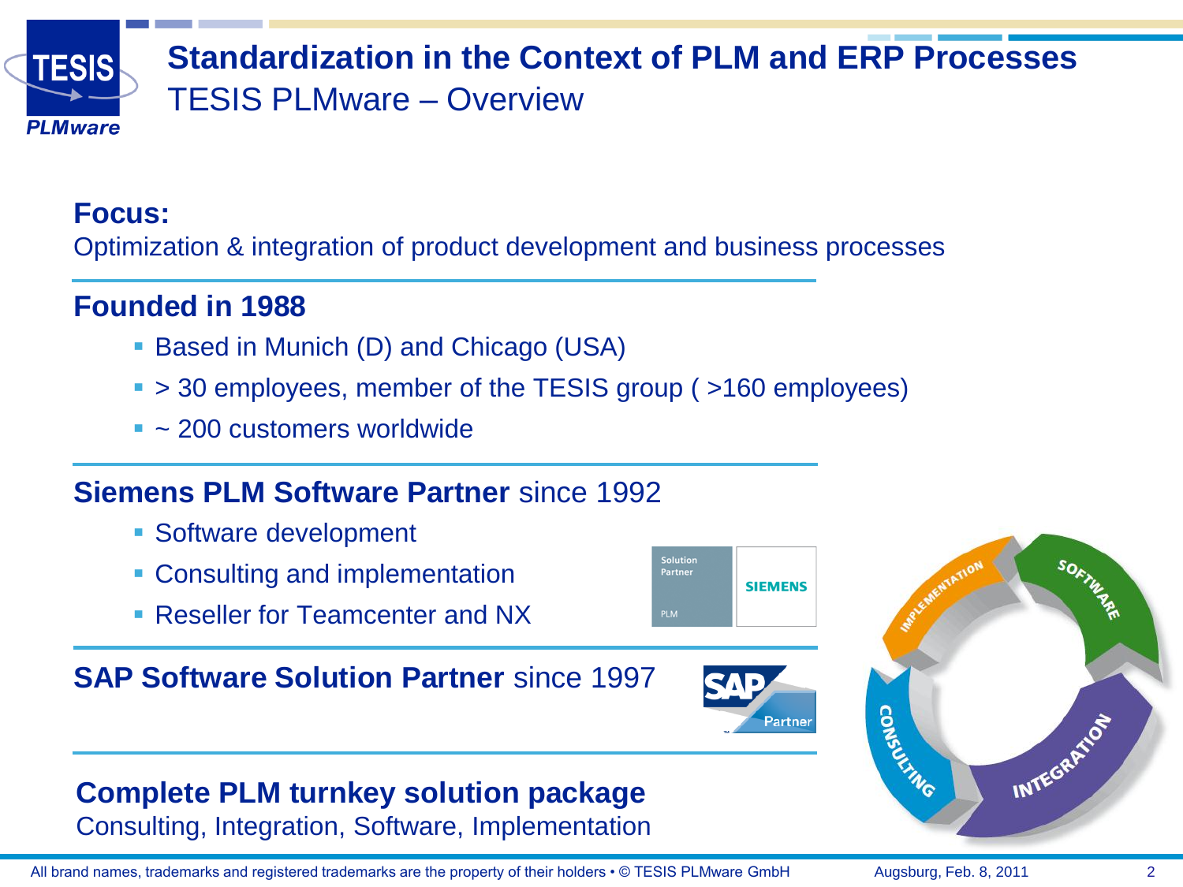# Standardization in the Context of PLM and ERP Processes

## TESIS PLMware – Overview

**Focus:**
Optimization & integration of product development and business processes

**Founded in 1988**

- Based in Munich (D) and Chicago (USA)
- > 30 employees, member of the TESIS group ( >160 employees)
- ~ 200 customers worldwide

**Siemens PLM Software Partner** since 1992

- Software development
- Consulting and implementation
- Reseller for Teamcenter and NX

**SAP Software Solution Partner** since 1997

**Complete PLM turnkey solution package**
Consulting, Integration, Software, Implementation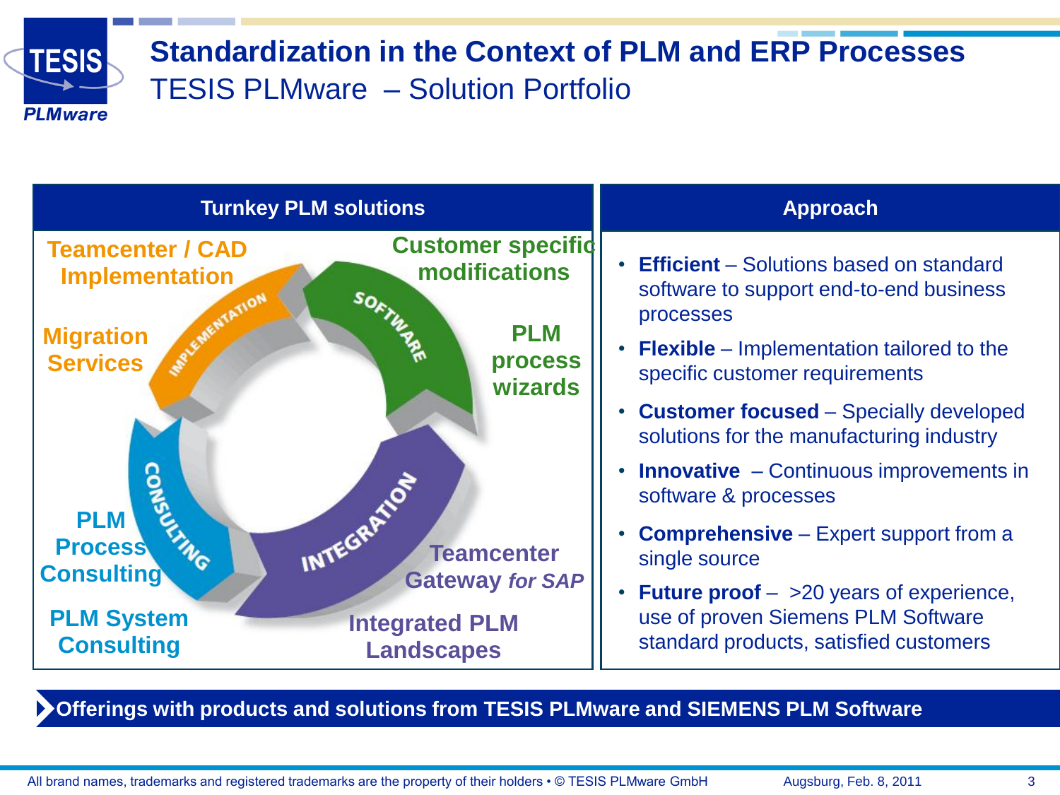# Standardization in the Context of PLM and ERP Processes

## TESIS PLMware – Solution Portfolio

### Turnkey PLM solutions

- **Teamcenter / CAD Implementation**
- **Migration Services**
- **PLM Process Consulting**
- **PLM System Consulting**
- **Customer specific modifications**
- **PLM process wizards**
- **Teamcenter Gateway *for SAP***
- **Integrated PLM Landscapes**

IMPLEMENTATION · SOFTWARE · INTEGRATION · CONSULTING

### Approach

- **Efficient** – Solutions based on standard software to support end-to-end business processes
- **Flexible** – Implementation tailored to the specific customer requirements
- **Customer focused** – Specially developed solutions for the manufacturing industry
- **Innovative** – Continuous improvements in software & processes
- **Comprehensive** – Expert support from a single source
- **Future proof** – >20 years of experience, use of proven Siemens PLM Software standard products, satisfied customers

**Offerings with products and solutions from TESIS PLMware and SIEMENS PLM Software**

All brand names, trademarks and registered trademarks are the property of their holders • © TESIS PLMware GmbH — Augsburg, Feb. 8, 2011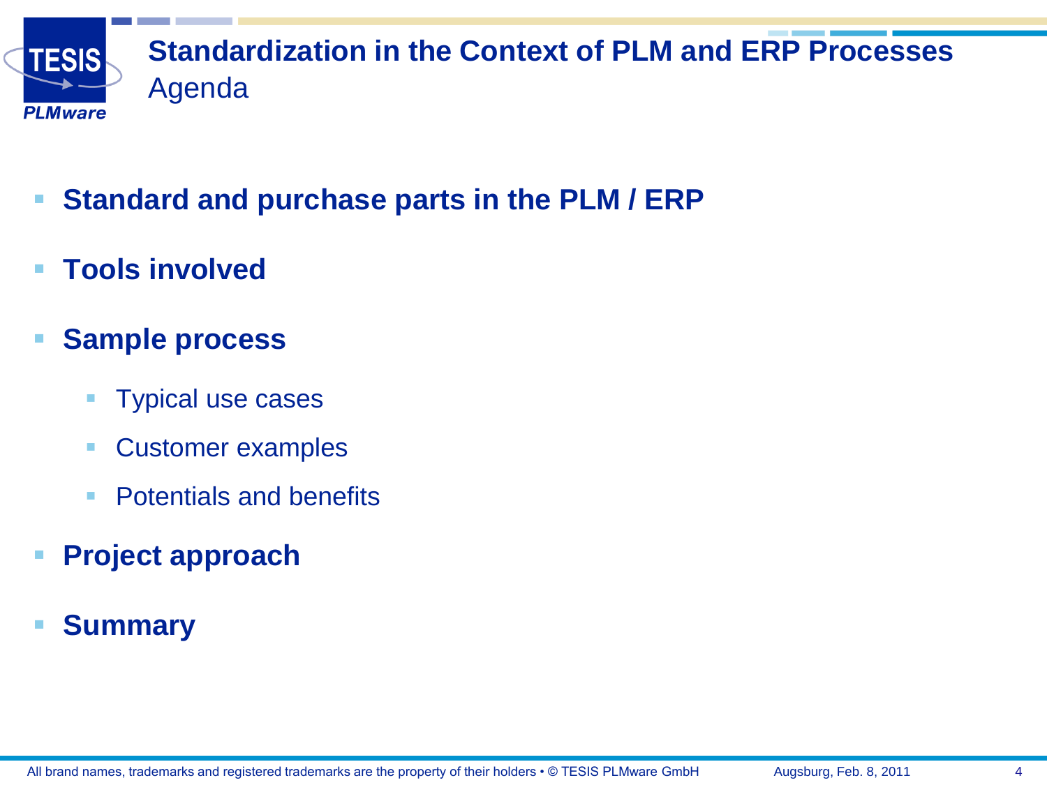# Standardization in the Context of PLM and ERP Processes

## Agenda

- **Standard and purchase parts in the PLM / ERP**
- **Tools involved**
- **Sample process**
  - Typical use cases
  - Customer examples
  - Potentials and benefits
- **Project approach**
- **Summary**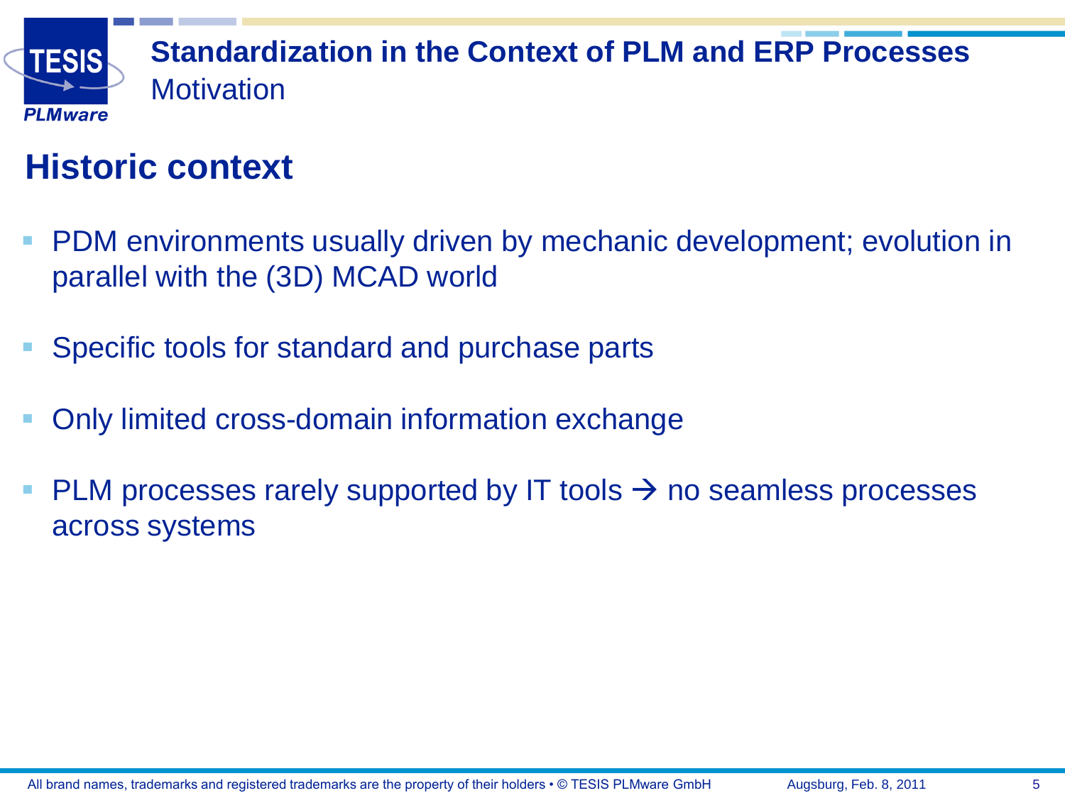# Standardization in the Context of PLM and ERP Processes

Motivation

## Historic context

- PDM environments usually driven by mechanic development; evolution in parallel with the (3D) MCAD world
- Specific tools for standard and purchase parts
- Only limited cross-domain information exchange
- PLM processes rarely supported by IT tools → no seamless processes across systems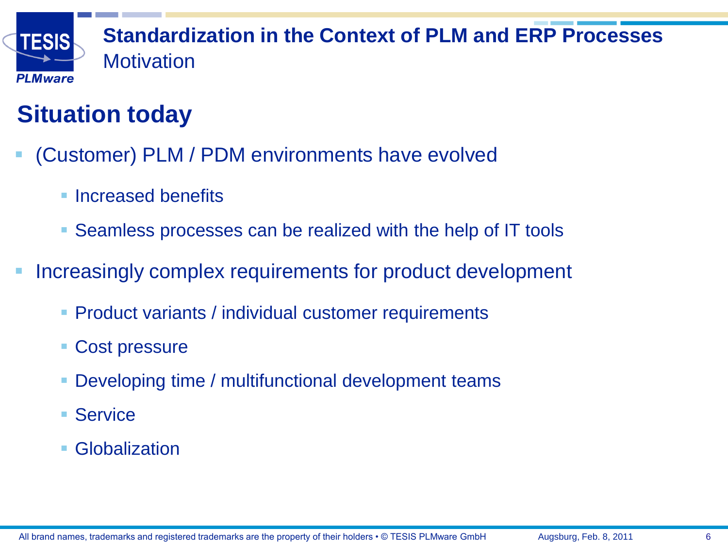# Standardization in the Context of PLM and ERP Processes

Motivation

## Situation today

- (Customer) PLM / PDM environments have evolved
  - Increased benefits
  - Seamless processes can be realized with the help of IT tools
- Increasingly complex requirements for product development
  - Product variants / individual customer requirements
  - Cost pressure
  - Developing time / multifunctional development teams
  - Service
  - Globalization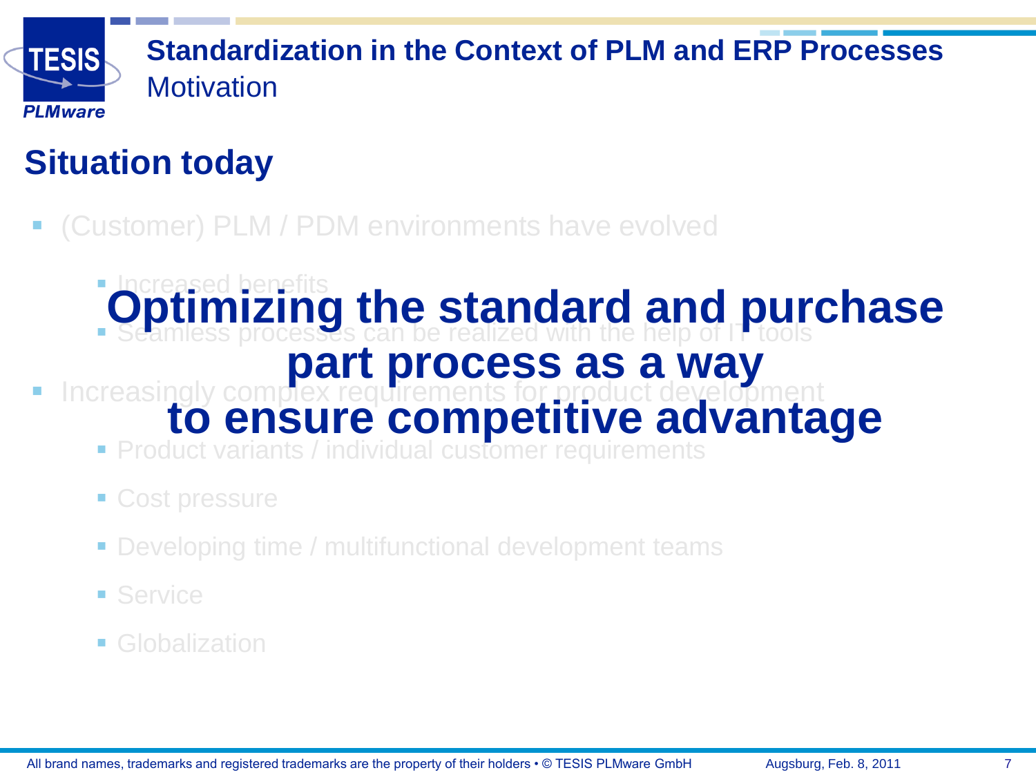## Standardization in the Context of PLM and ERP Processes
Motivation

### Situation today

- (Customer) PLM / PDM environments have evolved
  - Increased benefits
  - Seamless processes can be realized with the help of IT tools
- Increasingly complex requirements for product development
  - Product variants / individual customer requirements
  - Cost pressure
  - Developing time / multifunctional development teams
  - Service
  - Globalization

**Optimizing the standard and purchase part process as a way to ensure competitive advantage**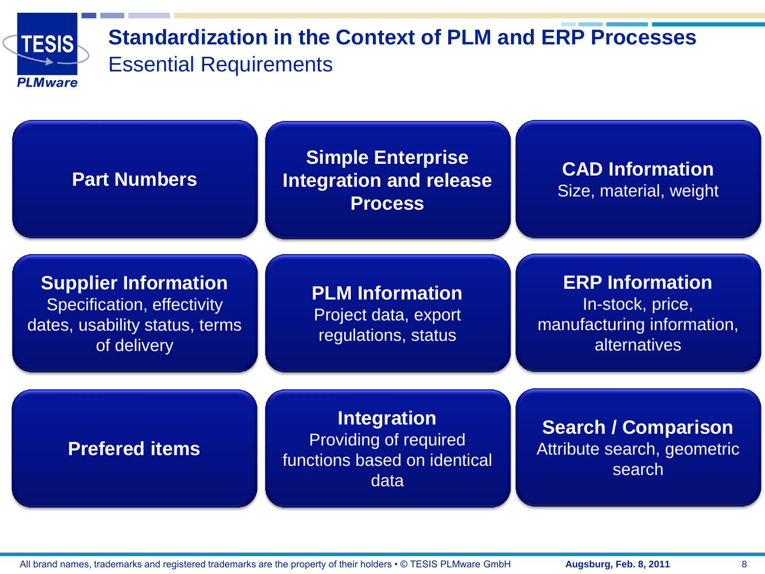# Standardization in the Context of PLM and ERP Processes

## Essential Requirements

**Part Numbers**

**Simple Enterprise Integration and release Process**

**CAD Information**
Size, material, weight

**Supplier Information**
Specification, effectivity dates, usability status, terms of delivery

**PLM Information**
Project data, export regulations, status

**ERP Information**
In-stock, price, manufacturing information, alternatives

**Prefered items**

**Integration**
Providing of required functions based on identical data

**Search / Comparison**
Attribute search, geometric search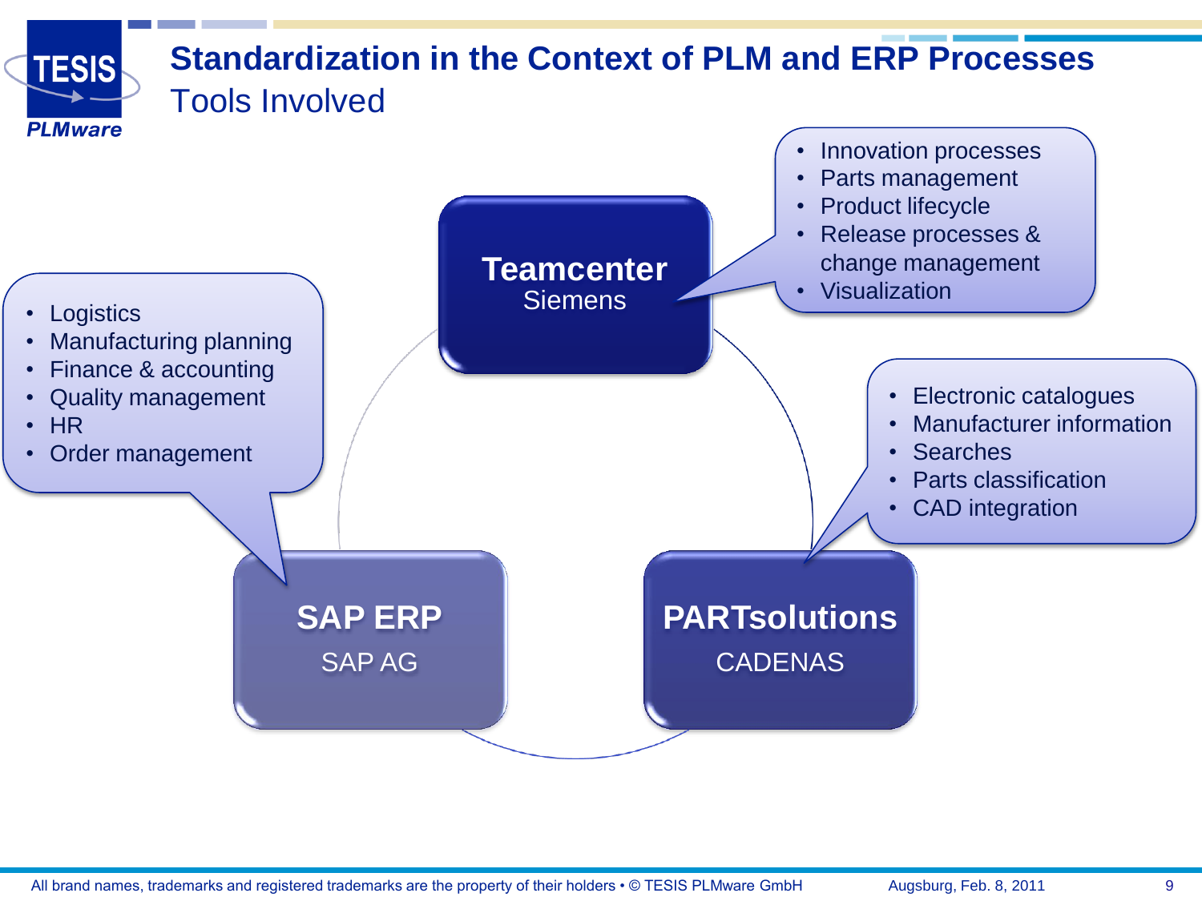# Standardization in the Context of PLM and ERP Processes

## Tools Involved

**Teamcenter**
Siemens

- Innovation processes
- Parts management
- Product lifecycle
- Release processes & change management
- Visualization

**PARTsolutions**
CADENAS

- Electronic catalogues
- Manufacturer information
- Searches
- Parts classification
- CAD integration

**SAP ERP**
SAP AG

- Logistics
- Manufacturing planning
- Finance & accounting
- Quality management
- HR
- Order management

All brand names, trademarks and registered trademarks are the property of their holders • © TESIS PLMware GmbH Augsburg, Feb. 8, 2011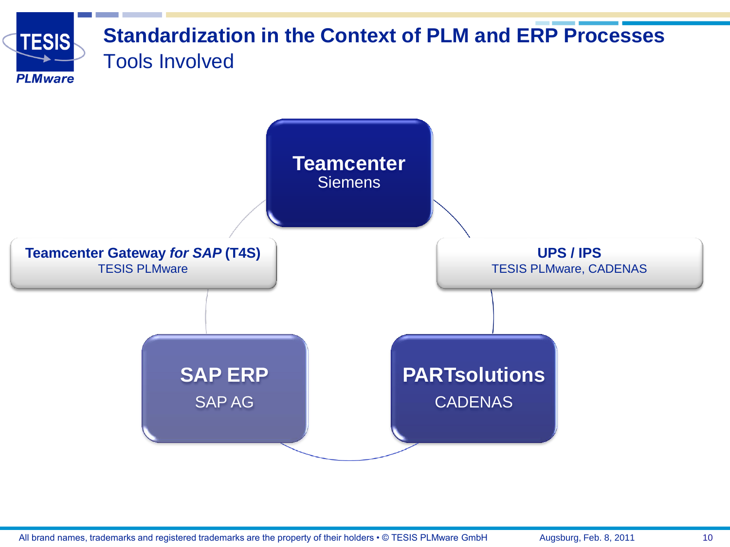# Standardization in the Context of PLM and ERP Processes

## Tools Involved

**Teamcenter**
Siemens

**Teamcenter Gateway *for SAP* (T4S)**
TESIS PLMware

**UPS / IPS**
TESIS PLMware, CADENAS

**SAP ERP**
SAP AG

**PARTsolutions**
CADENAS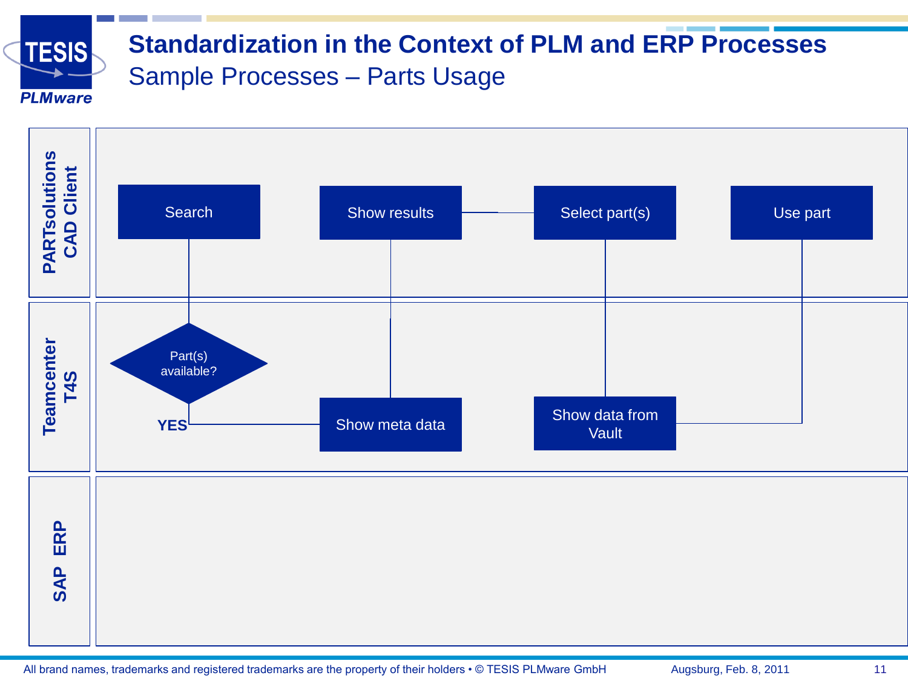# Standardization in the Context of PLM and ERP Processes

## Sample Processes – Parts Usage

**PARTsolutions CAD Client**

Search

Show results

Select part(s)

Use part

**Teamcenter T4S**

Part(s) available?

**YES**

Show meta data

Show data from Vault

**SAP ERP**

All brand names, trademarks and registered trademarks are the property of their holders • © TESIS PLMware GmbH

Augsburg, Feb. 8, 2011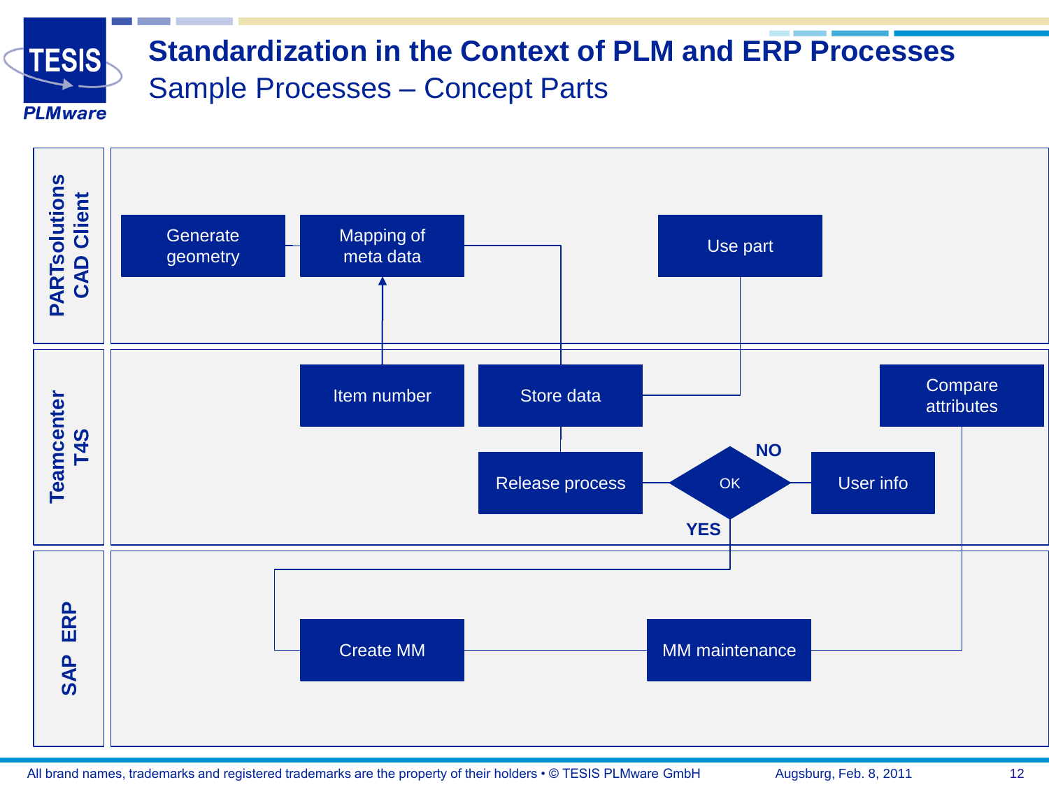# Standardization in the Context of PLM and ERP Processes

## Sample Processes – Concept Parts

**PARTsolutions CAD Client**

- Generate geometry
- Mapping of meta data
- Use part

**Teamcenter T4S**

- Item number
- Store data
- Compare attributes
- Release process
- OK
- NO
- YES
- User info

**SAP ERP**

- Create MM
- MM maintenance

All brand names, trademarks and registered trademarks are the property of their holders • © TESIS PLMware GmbH — Augsburg, Feb. 8, 2011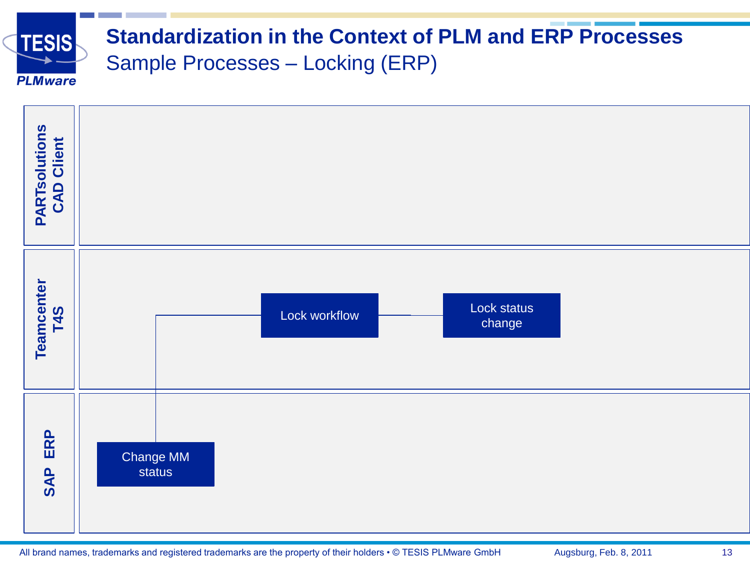# Standardization in the Context of PLM and ERP Processes

## Sample Processes – Locking (ERP)

**PARTsolutions CAD Client**

**Teamcenter T4S**

Lock workflow

Lock status change

**SAP ERP**

Change MM status

All brand names, trademarks and registered trademarks are the property of their holders • © TESIS PLMware GmbH

Augsburg, Feb. 8, 2011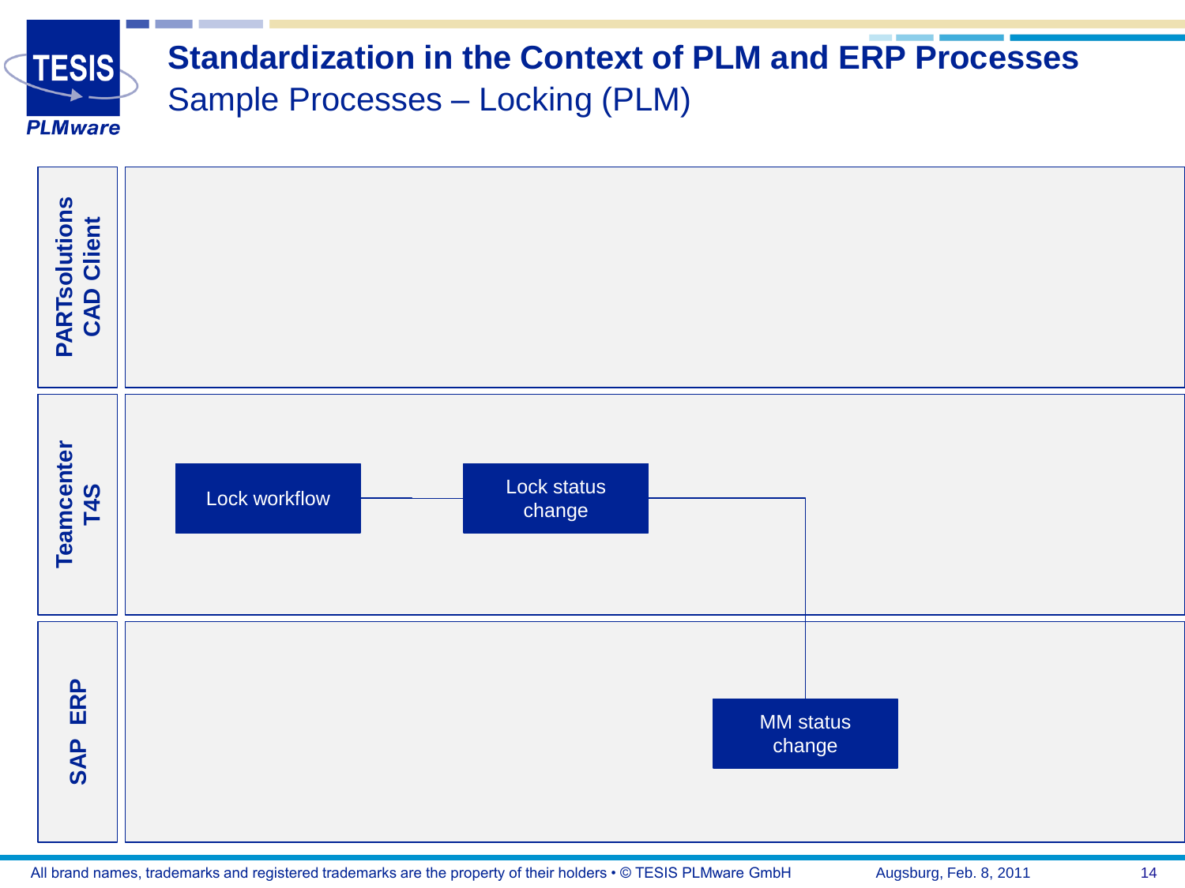# Standardization in the Context of PLM and ERP Processes

## Sample Processes – Locking (PLM)

| Lane | Process steps |
| --- | --- |
| PARTsolutions CAD Client | |
| Teamcenter T4S | Lock workflow → Lock status change |
| SAP ERP | MM status change |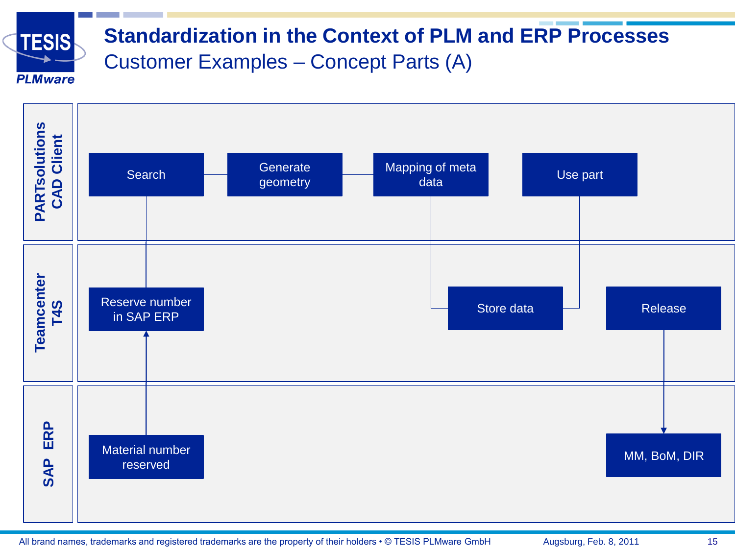# Standardization in the Context of PLM and ERP Processes

## Customer Examples – Concept Parts (A)

**PARTsolutions CAD Client**

- Search
- Generate geometry
- Mapping of meta data
- Use part

**Teamcenter T4S**

- Reserve number in SAP ERP
- Store data
- Release

**SAP ERP**

- Material number reserved
- MM, BoM, DIR

All brand names, trademarks and registered trademarks are the property of their holders • © TESIS PLMware GmbH

Augsburg, Feb. 8, 2011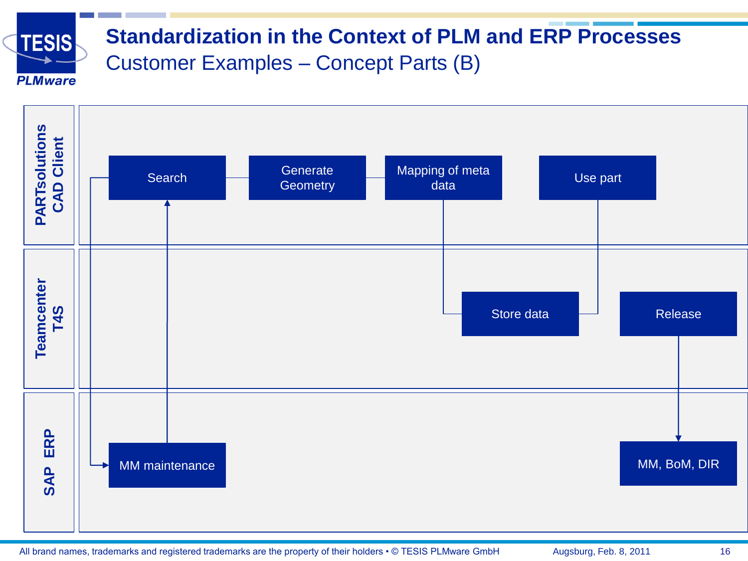# Standardization in the Context of PLM and ERP Processes

## Customer Examples – Concept Parts (B)

**PARTsolutions CAD Client**

- Search
- Generate Geometry
- Mapping of meta data
- Use part

**Teamcenter T4S**

- Store data
- Release

**SAP ERP**

- MM maintenance
- MM, BoM, DIR

All brand names, trademarks and registered trademarks are the property of their holders • © TESIS PLMware GmbH

Augsburg, Feb. 8, 2011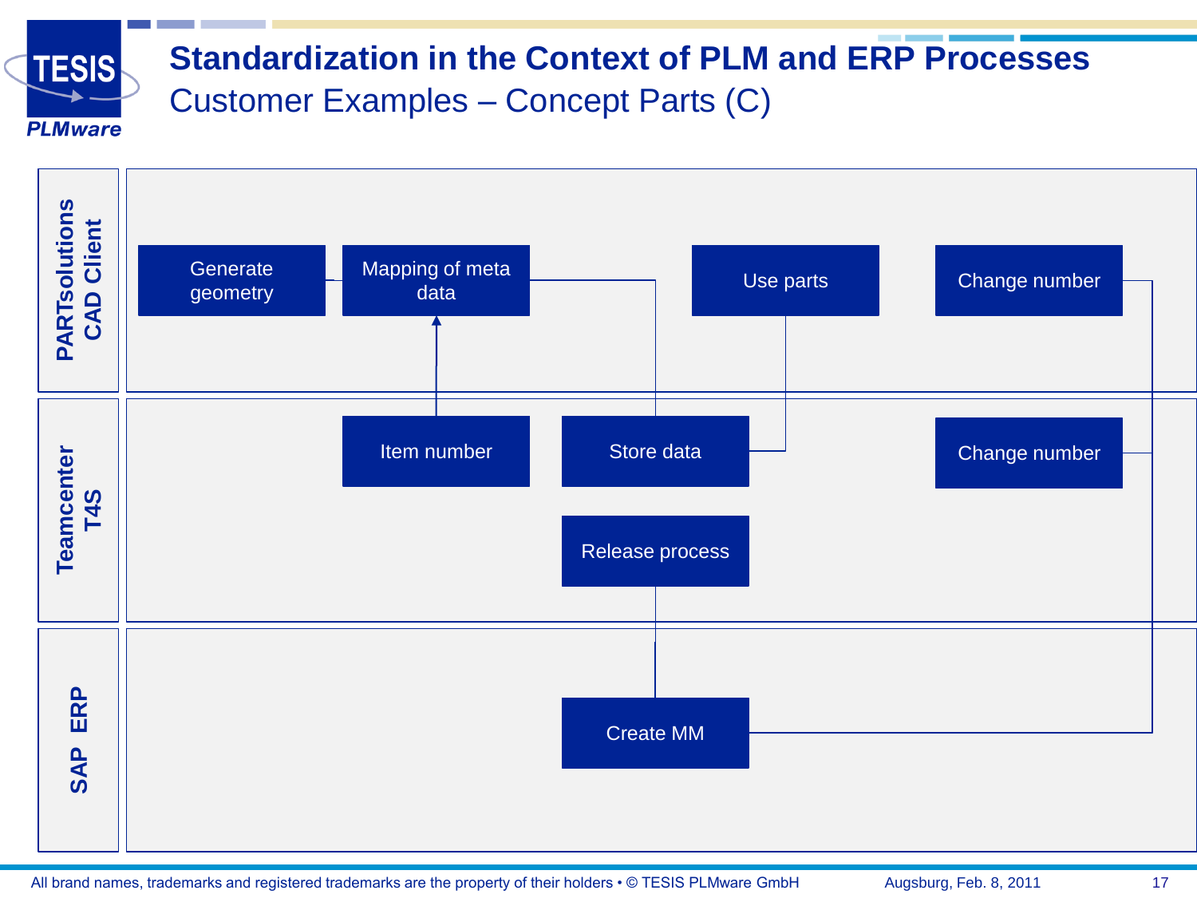# Standardization in the Context of PLM and ERP Processes

## Customer Examples – Concept Parts (C)

**PARTsolutions CAD Client**

- Generate geometry
- Mapping of meta data
- Use parts
- Change number

**Teamcenter T4S**

- Item number
- Store data
- Change number
- Release process

**SAP ERP**

- Create MM

All brand names, trademarks and registered trademarks are the property of their holders • © TESIS PLMware GmbH

Augsburg, Feb. 8, 2011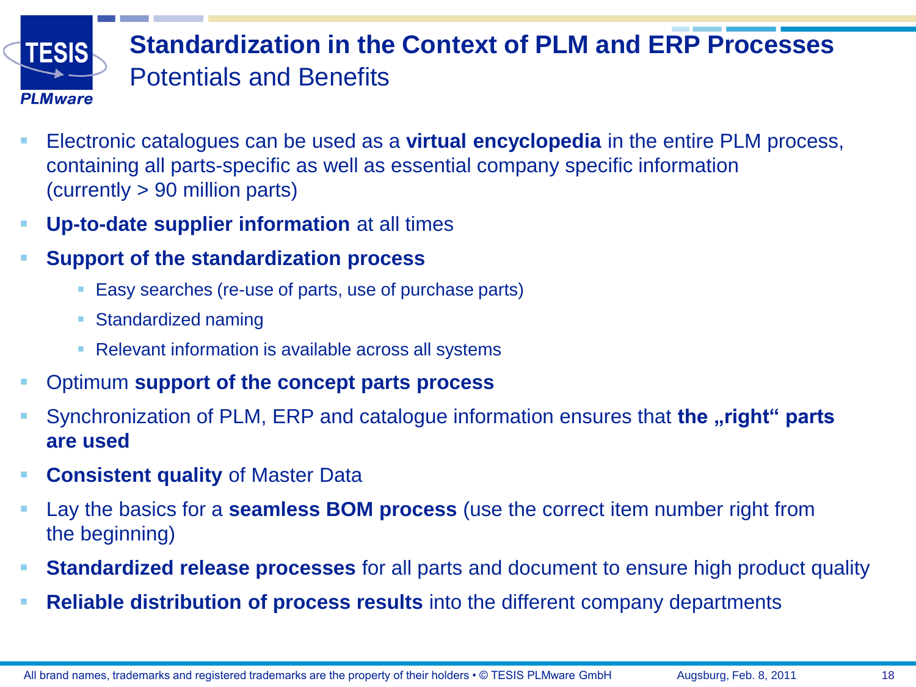# Standardization in the Context of PLM and ERP Processes

## Potentials and Benefits

- Electronic catalogues can be used as a **virtual encyclopedia** in the entire PLM process, containing all parts-specific as well as essential company specific information (currently > 90 million parts)
- **Up-to-date supplier information** at all times
- **Support of the standardization process**
  - Easy searches (re-use of parts, use of purchase parts)
  - Standardized naming
  - Relevant information is available across all systems
- Optimum **support of the concept parts process**
- Synchronization of PLM, ERP and catalogue information ensures that **the „right“ parts are used**
- **Consistent quality** of Master Data
- Lay the basics for a **seamless BOM process** (use the correct item number right from the beginning)
- **Standardized release processes** for all parts and document to ensure high product quality
- **Reliable distribution of process results** into the different company departments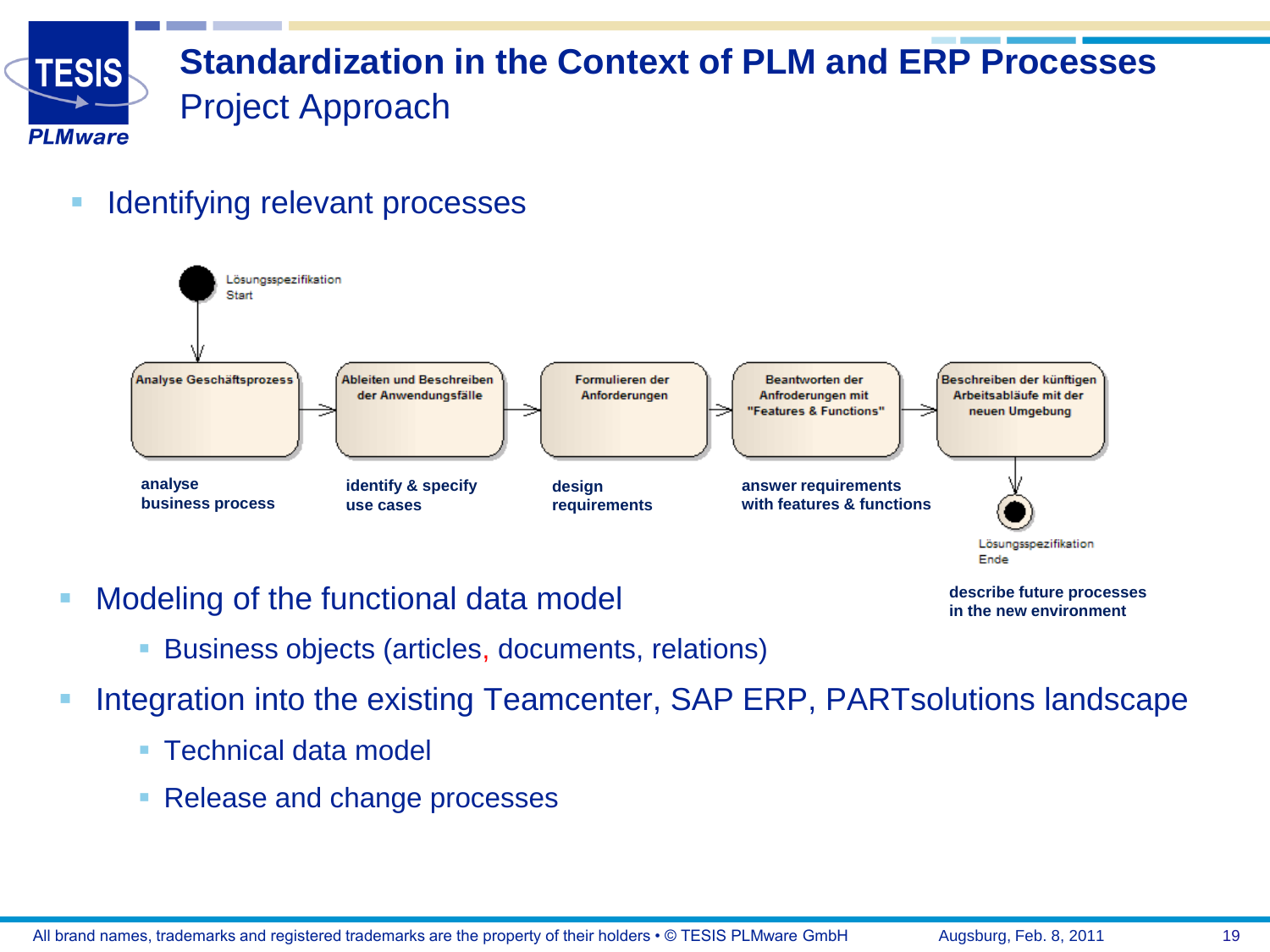# Standardization in the Context of PLM and ERP Processes

## Project Approach

- Identifying relevant processes

Lösungsspezifikation Start

| Analyse Geschäftsprozess | Ableiten und Beschreiben der Anwendungsfälle | Formulieren der Anforderungen | Beantworten der Anfroderungen mit "Features & Functions" | Beschreiben der künftigen Arbeitsabläufe mit der neuen Umgebung |
|---|---|---|---|---|
| **analyse business process** | **identify & specify use cases** | **design requirements** | **answer requirements with features & functions** | **describe future processes in the new environment** |

Lösungsspezifikation Ende

- Modeling of the functional data model
  - Business objects (articles, documents, relations)
- Integration into the existing Teamcenter, SAP ERP, PARTsolutions landscape
  - Technical data model
  - Release and change processes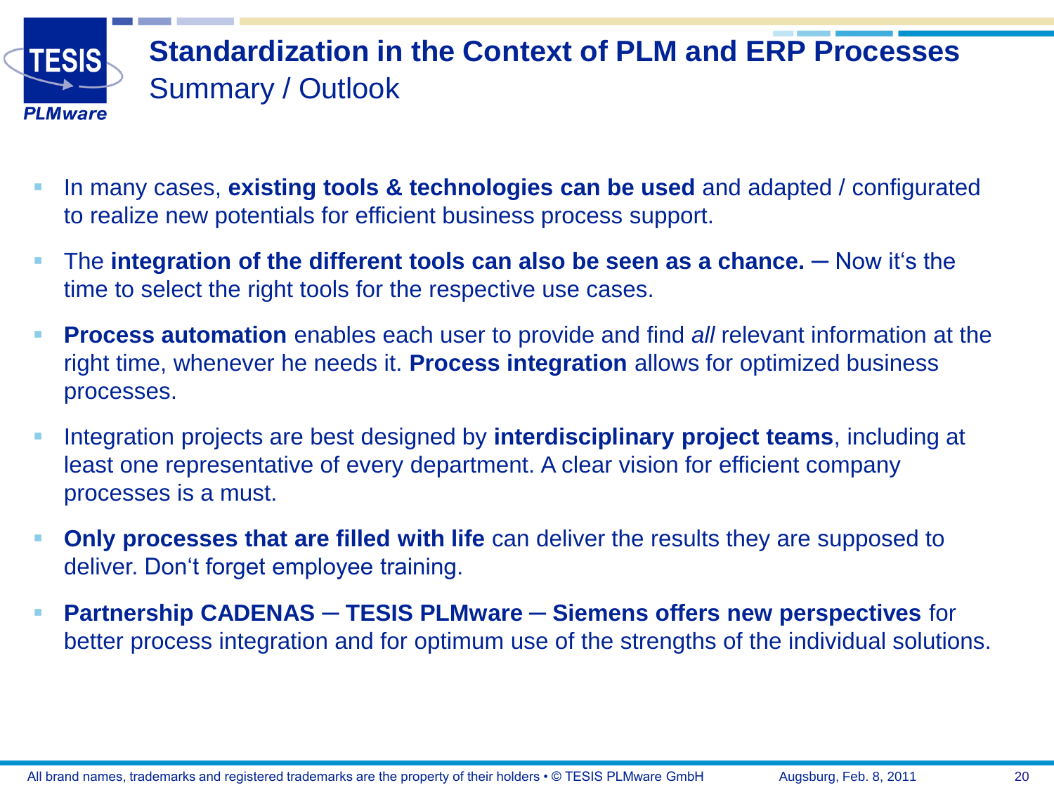# Standardization in the Context of PLM and ERP Processes

## Summary / Outlook

- In many cases, **existing tools & technologies can be used** and adapted / configurated to realize new potentials for efficient business process support.
- The **integration of the different tools can also be seen as a chance.** – Now it's the time to select the right tools for the respective use cases.
- **Process automation** enables each user to provide and find *all* relevant information at the right time, whenever he needs it. **Process integration** allows for optimized business processes.
- Integration projects are best designed by **interdisciplinary project teams**, including at least one representative of every department. A clear vision for efficient company processes is a must.
- **Only processes that are filled with life** can deliver the results they are supposed to deliver. Don't forget employee training.
- **Partnership CADENAS – TESIS PLMware – Siemens offers new perspectives** for better process integration and for optimum use of the strengths of the individual solutions.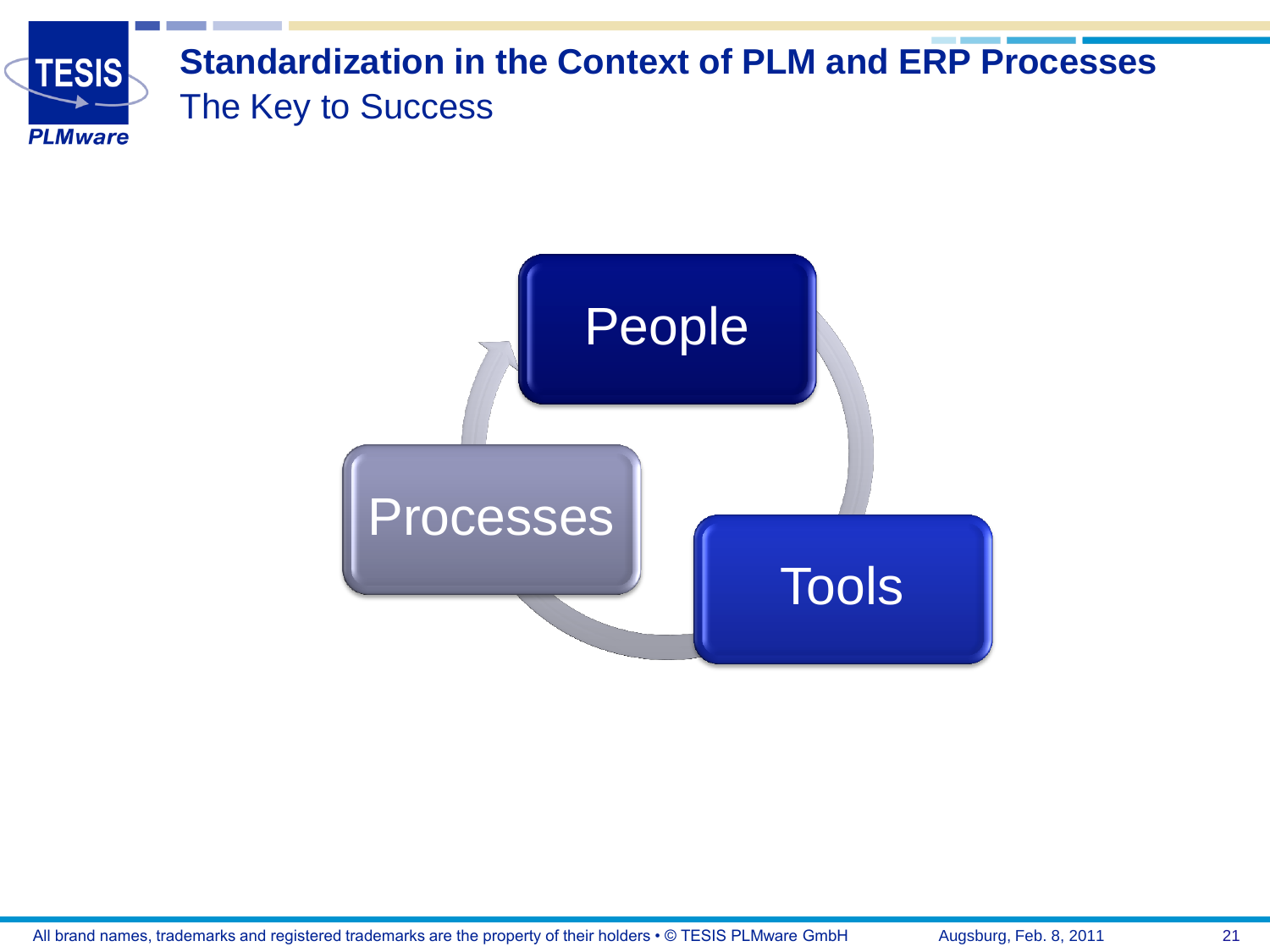# Standardization in the Context of PLM and ERP Processes

## The Key to Success

People

Tools

Processes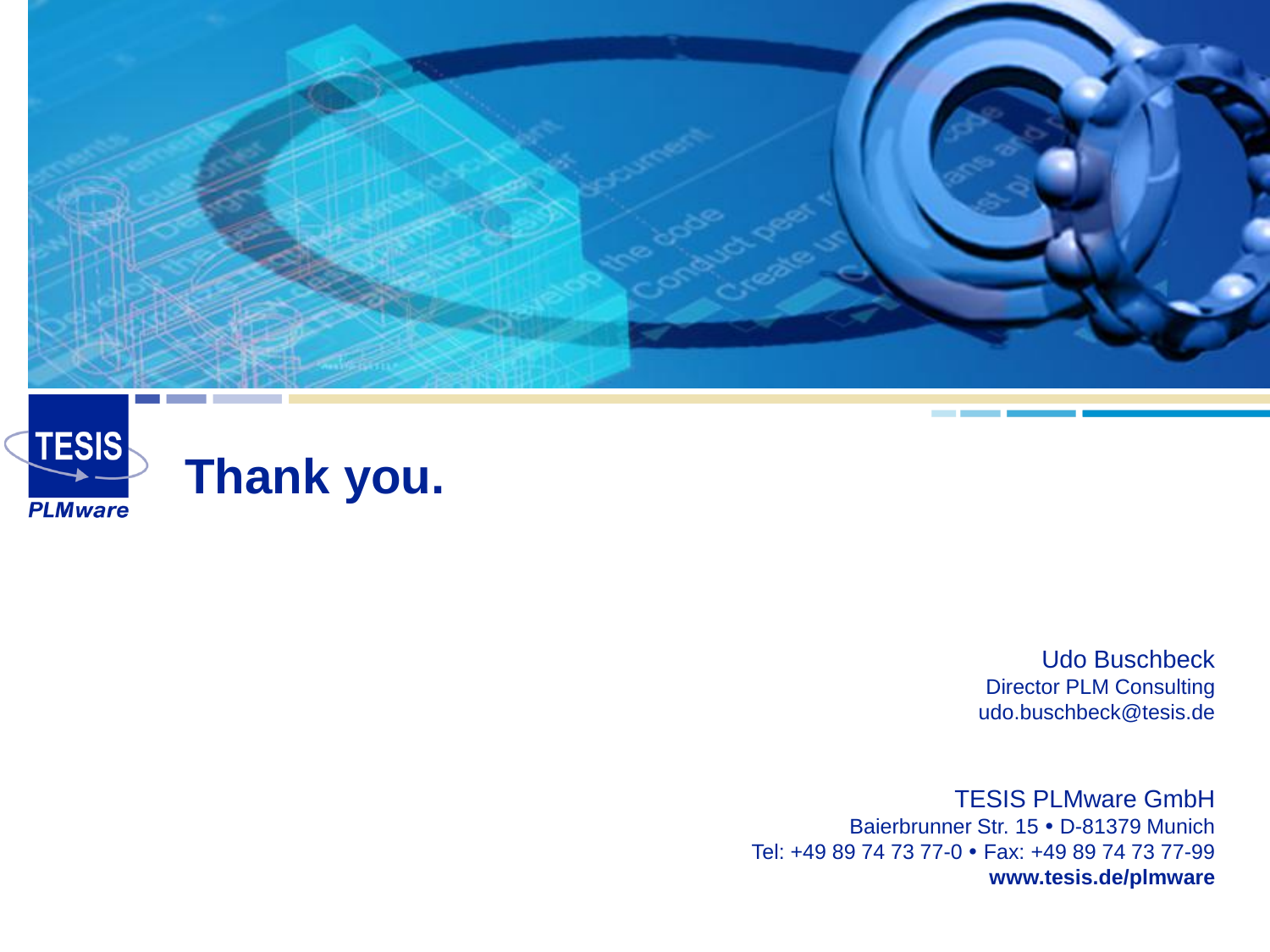# Thank you.

Udo Buschbeck
Director PLM Consulting
udo.buschbeck@tesis.de

TESIS PLMware GmbH
Baierbrunner Str. 15 • D-81379 Munich
Tel: +49 89 74 73 77-0 • Fax: +49 89 74 73 77-99
**www.tesis.de/plmware**